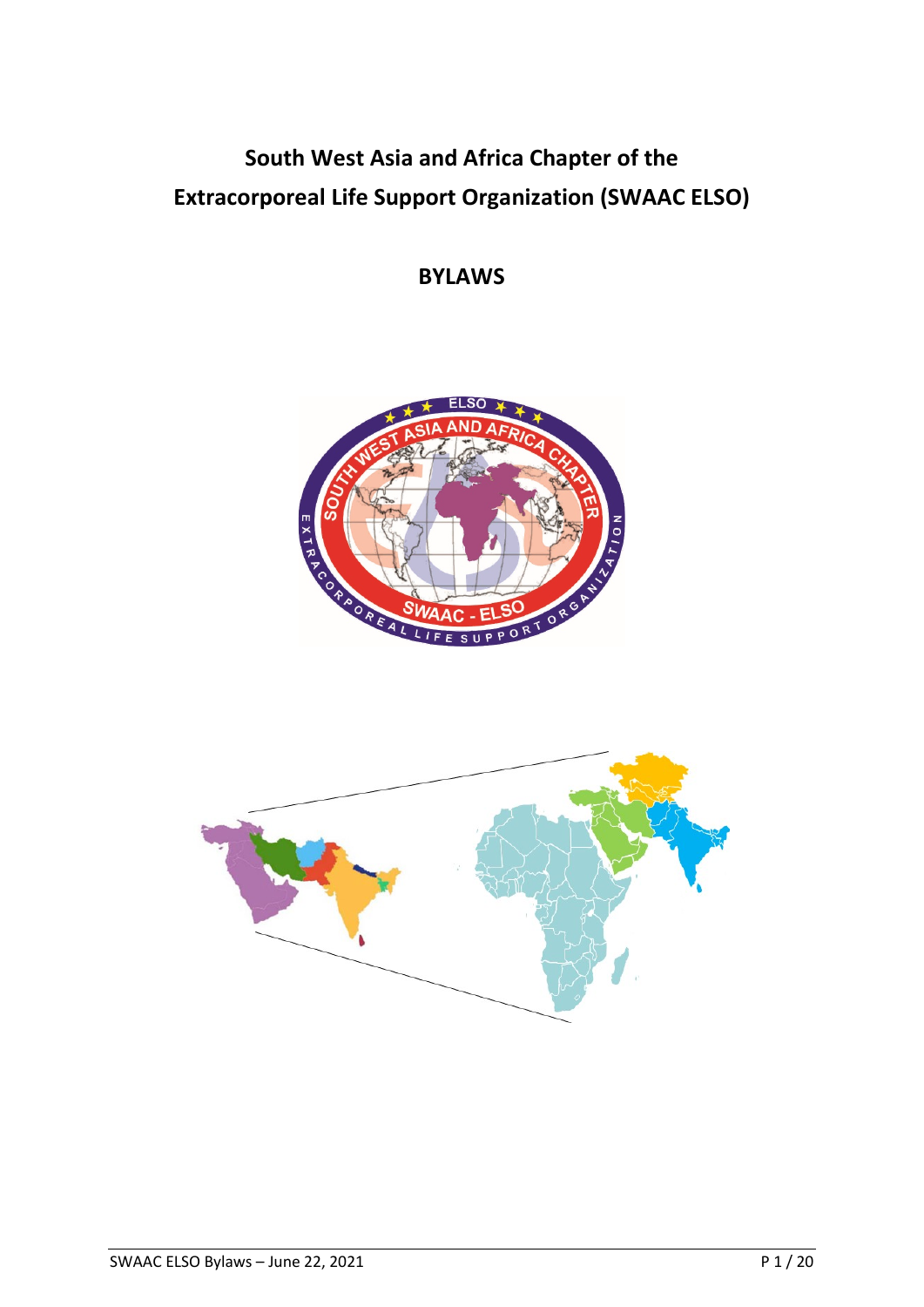# South West Asia and Africa Chapter of the Extracorporeal Life Support Organization (SWAAC ELSO)

## BYLAWS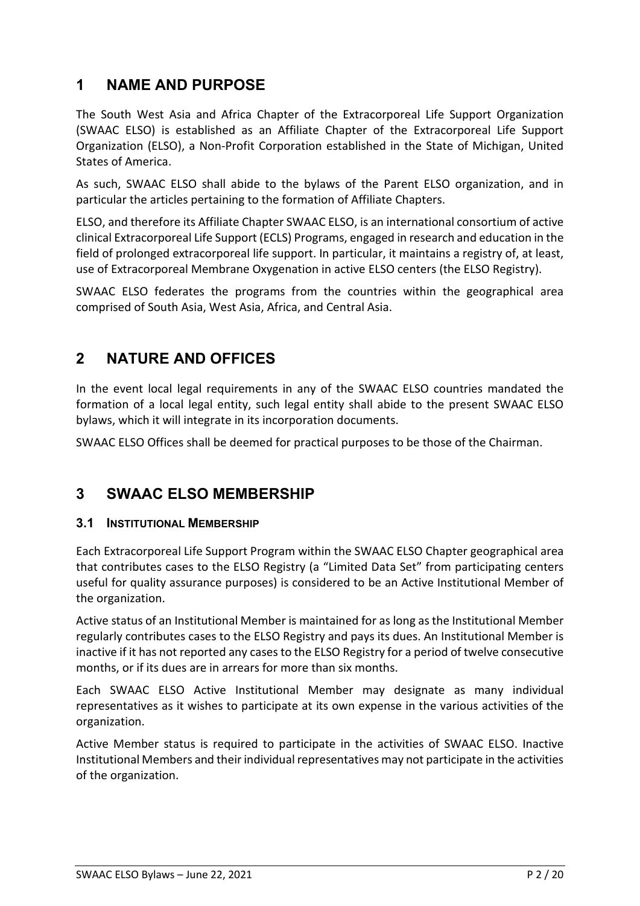# 1 NAME AND PURPOSE

The South West Asia and Africa Chapter of the Extracorporeal Life Support Organization (SWAAC ELSO) is established as an Affiliate Chapter of the Extracorporeal Life Support Organization (ELSO), a Non-Profit Corporation established in the State of Michigan, United States of America.

As such, SWAAC ELSO shall abide to the bylaws of the Parent ELSO organization, and in particular the articles pertaining to the formation of Affiliate Chapters.

ELSO, and therefore its Affiliate Chapter SWAAC ELSO, is an international consortium of active clinical Extracorporeal Life Support (ECLS) Programs, engaged in research and education in the field of prolonged extracorporeal life support. In particular, it maintains a registry of, at least, use of Extracorporeal Membrane Oxygenation in active ELSO centers (the ELSO Registry).

SWAAC ELSO federates the programs from the countries within the geographical area comprised of South Asia, West Asia, Africa, and Central Asia.

# 2 NATURE AND OFFICES

In the event local legal requirements in any of the SWAAC ELSO countries mandated the formation of a local legal entity, such legal entity shall abide to the present SWAAC ELSO bylaws, which it will integrate in its incorporation documents.

SWAAC ELSO Offices shall be deemed for practical purposes to be those of the Chairman.

# 3 SWAAC ELSO MEMBERSHIP

## 3.1 Institutional Membership

Each Extracorporeal Life Support Program within the SWAAC ELSO Chapter geographical area that contributes cases to the ELSO Registry (a "Limited Data Set" from participating centers useful for quality assurance purposes) is considered to be an Active Institutional Member of the organization.

Active status of an Institutional Member is maintained for as long as the Institutional Member regularly contributes cases to the ELSO Registry and pays its dues. An Institutional Member is inactive if it has not reported any cases to the ELSO Registry for a period of twelve consecutive months, or if its dues are in arrears for more than six months.

Each SWAAC ELSO Active Institutional Member may designate as many individual representatives as it wishes to participate at its own expense in the various activities of the organization.

Active Member status is required to participate in the activities of SWAAC ELSO. Inactive Institutional Members and their individual representatives may not participate in the activities of the organization.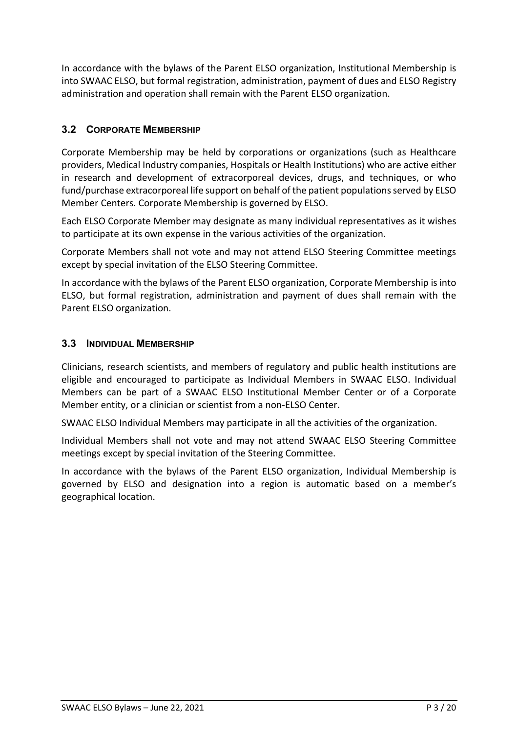In accordance with the bylaws of the Parent ELSO organization, Institutional Membership is into SWAAC ELSO, but formal registration, administration, payment of dues and ELSO Registry administration and operation shall remain with the Parent ELSO organization.

### 3.2 CORPORATE MEMBERSHIP

Corporate Membership may be held by corporations or organizations (such as Healthcare providers, Medical Industry companies, Hospitals or Health Institutions) who are active either in research and development of extracorporeal devices, drugs, and techniques, or who fund/purchase extracorporeal life support on behalf of the patient populations served by ELSO Member Centers. Corporate Membership is governed by ELSO.

Each ELSO Corporate Member may designate as many individual representatives as it wishes to participate at its own expense in the various activities of the organization.

Corporate Members shall not vote and may not attend ELSO Steering Committee meetings except by special invitation of the ELSO Steering Committee.

In accordance with the bylaws of the Parent ELSO organization, Corporate Membership is into ELSO, but formal registration, administration and payment of dues shall remain with the Parent ELSO organization.

### 3.3 INDIVIDUAL MEMBERSHIP

Clinicians, research scientists, and members of regulatory and public health institutions are eligible and encouraged to participate as Individual Members in SWAAC ELSO. Individual Members can be part of a SWAAC ELSO Institutional Member Center or of a Corporate Member entity, or a clinician or scientist from a non-ELSO Center.

SWAAC ELSO Individual Members may participate in all the activities of the organization.

Individual Members shall not vote and may not attend SWAAC ELSO Steering Committee meetings except by special invitation of the Steering Committee.

In accordance with the bylaws of the Parent ELSO organization, Individual Membership is governed by ELSO and designation into a region is automatic based on a member's geographical location.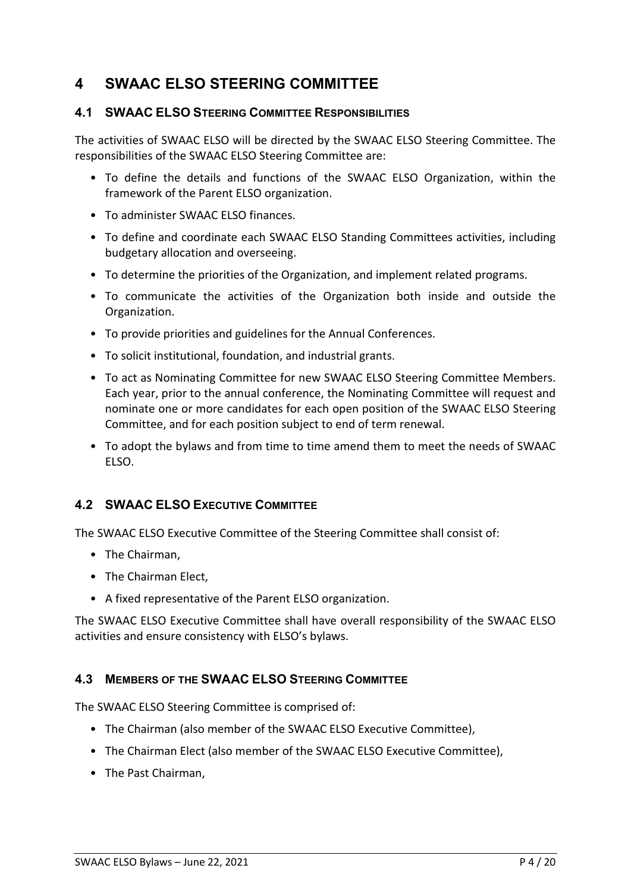# 4 SWAAC ELSO STEERING COMMITTEE

## 4.1 SWAAC ELSO Steering Committee Responsibilities

The activities of SWAAC ELSO will be directed by the SWAAC ELSO Steering Committee. The responsibilities of the SWAAC ELSO Steering Committee are:

- To define the details and functions of the SWAAC ELSO Organization, within the framework of the Parent ELSO organization.
- To administer SWAAC ELSO finances.
- To define and coordinate each SWAAC ELSO Standing Committees activities, including budgetary allocation and overseeing.
- To determine the priorities of the Organization, and implement related programs.
- To communicate the activities of the Organization both inside and outside the Organization.
- To provide priorities and guidelines for the Annual Conferences.
- To solicit institutional, foundation, and industrial grants.
- To act as Nominating Committee for new SWAAC ELSO Steering Committee Members. Each year, prior to the annual conference, the Nominating Committee will request and nominate one or more candidates for each open position of the SWAAC ELSO Steering Committee, and for each position subject to end of term renewal.
- To adopt the bylaws and from time to time amend them to meet the needs of SWAAC ELSO.

## 4.2 SWAAC ELSO Executive Committee

The SWAAC ELSO Executive Committee of the Steering Committee shall consist of:

- The Chairman,
- The Chairman Elect,
- A fixed representative of the Parent ELSO organization.

The SWAAC ELSO Executive Committee shall have overall responsibility of the SWAAC ELSO activities and ensure consistency with ELSO's bylaws.

## 4.3 Members of the SWAAC ELSO Steering Committee

The SWAAC ELSO Steering Committee is comprised of:

- The Chairman (also member of the SWAAC ELSO Executive Committee),
- The Chairman Elect (also member of the SWAAC ELSO Executive Committee),
- The Past Chairman,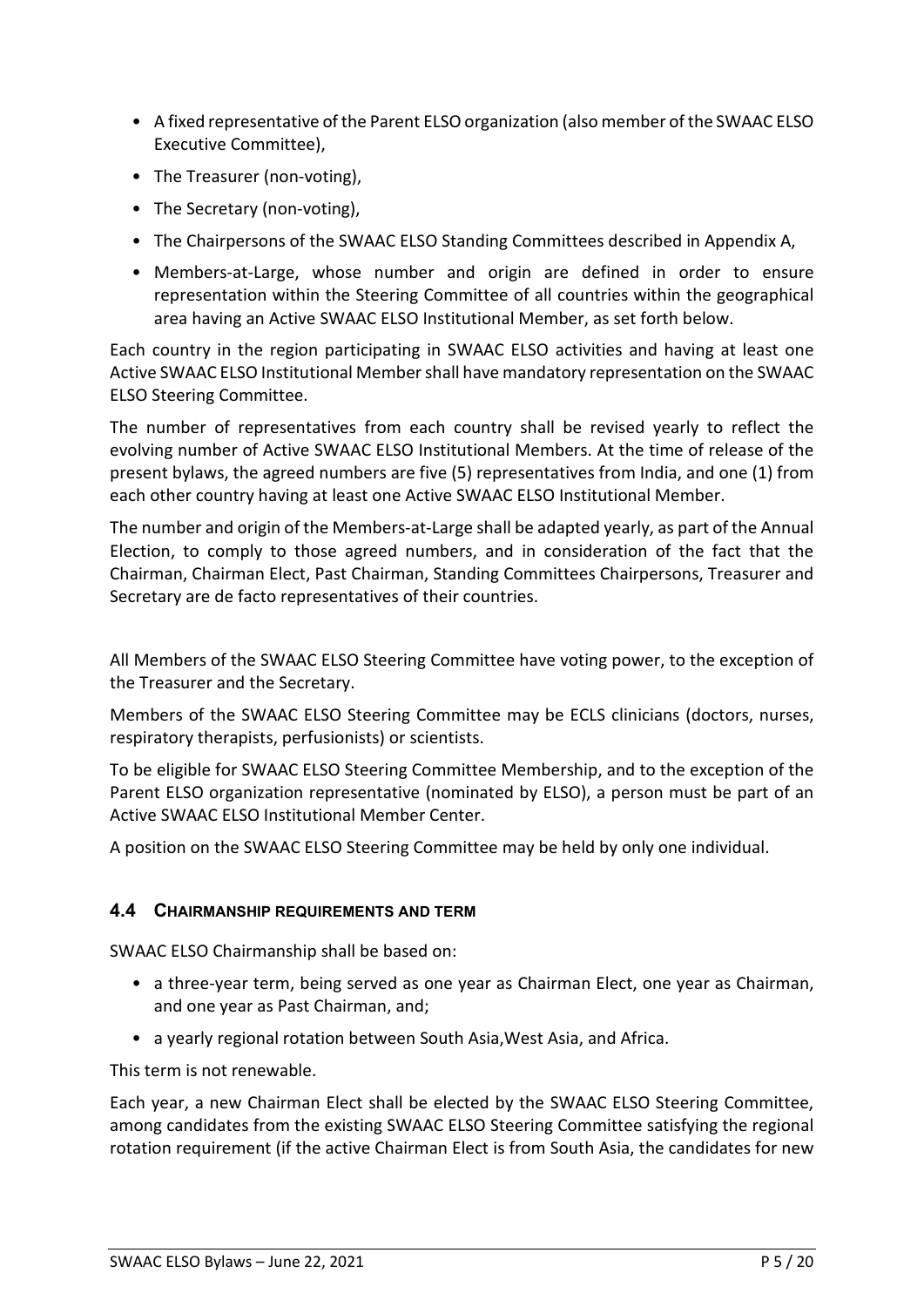- A fixed representative of the Parent ELSO organization (also member of the SWAAC ELSO Executive Committee),
- The Treasurer (non-voting),
- The Secretary (non-voting),
- The Chairpersons of the SWAAC ELSO Standing Committees described in Appendix A,
- Members-at-Large, whose number and origin are defined in order to ensure representation within the Steering Committee of all countries within the geographical area having an Active SWAAC ELSO Institutional Member, as set forth below.

Each country in the region participating in SWAAC ELSO activities and having at least one Active SWAAC ELSO Institutional Member shall have mandatory representation on the SWAAC ELSO Steering Committee.

The number of representatives from each country shall be revised yearly to reflect the evolving number of Active SWAAC ELSO Institutional Members. At the time of release of the present bylaws, the agreed numbers are five (5) representatives from India, and one (1) from each other country having at least one Active SWAAC ELSO Institutional Member.

The number and origin of the Members-at-Large shall be adapted yearly, as part of the Annual Election, to comply to those agreed numbers, and in consideration of the fact that the Chairman, Chairman Elect, Past Chairman, Standing Committees Chairpersons, Treasurer and Secretary are de facto representatives of their countries.

All Members of the SWAAC ELSO Steering Committee have voting power, to the exception of the Treasurer and the Secretary.

Members of the SWAAC ELSO Steering Committee may be ECLS clinicians (doctors, nurses, respiratory therapists, perfusionists) or scientists.

To be eligible for SWAAC ELSO Steering Committee Membership, and to the exception of the Parent ELSO organization representative (nominated by ELSO), a person must be part of an Active SWAAC ELSO Institutional Member Center.

A position on the SWAAC ELSO Steering Committee may be held by only one individual.

### 4.4 CHAIRMANSHIP REQUIREMENTS AND TERM

SWAAC ELSO Chairmanship shall be based on:

- a three-year term, being served as one year as Chairman Elect, one year as Chairman, and one year as Past Chairman, and;
- a yearly regional rotation between South Asia,West Asia, and Africa.

This term is not renewable.

Each year, a new Chairman Elect shall be elected by the SWAAC ELSO Steering Committee, among candidates from the existing SWAAC ELSO Steering Committee satisfying the regional rotation requirement (if the active Chairman Elect is from South Asia, the candidates for new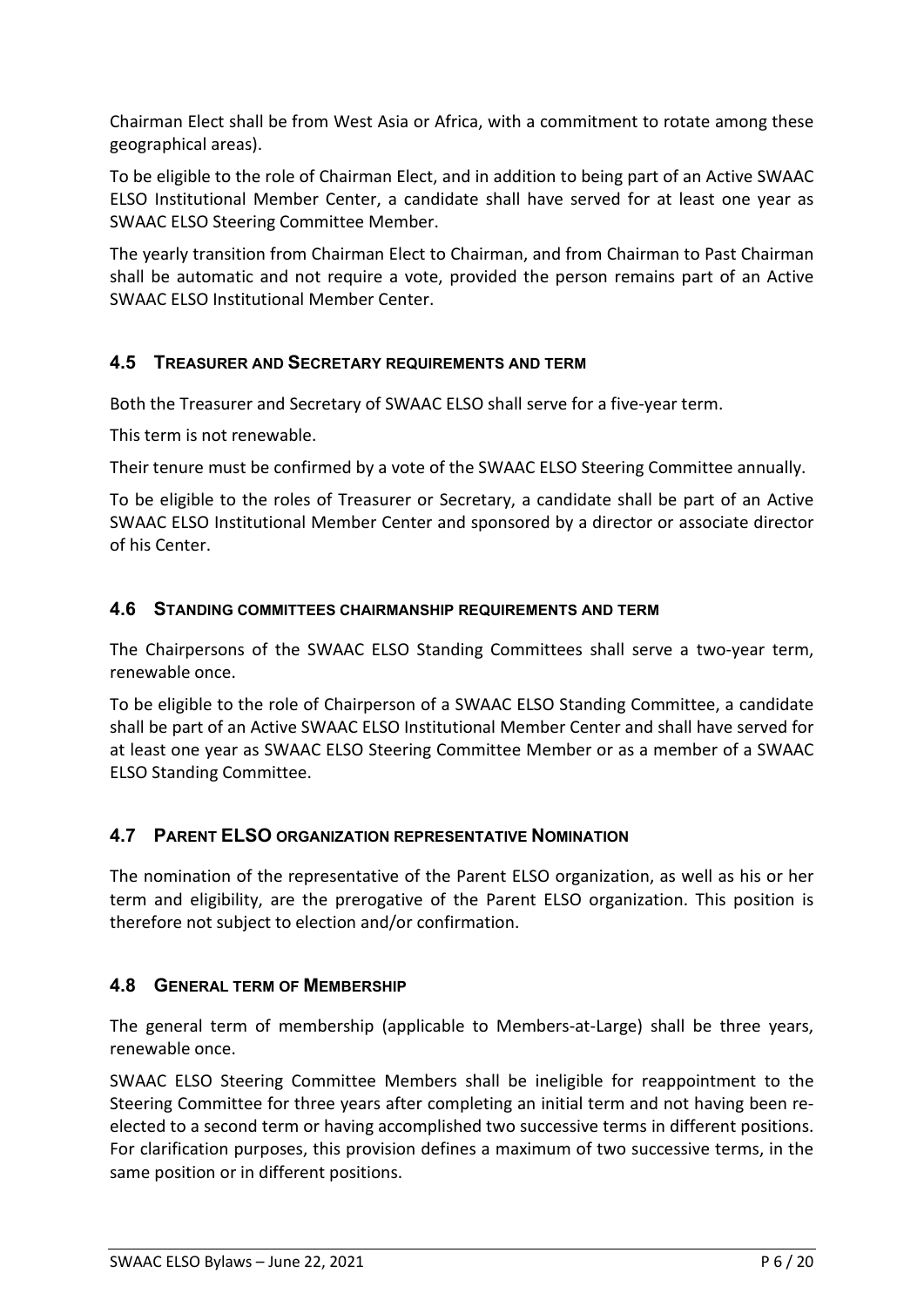Chairman Elect shall be from West Asia or Africa, with a commitment to rotate among these geographical areas).

To be eligible to the role of Chairman Elect, and in addition to being part of an Active SWAAC ELSO Institutional Member Center, a candidate shall have served for at least one year as SWAAC ELSO Steering Committee Member.

The yearly transition from Chairman Elect to Chairman, and from Chairman to Past Chairman shall be automatic and not require a vote, provided the person remains part of an Active SWAAC ELSO Institutional Member Center.

### 4.5 Treasurer and Secretary requirements and term

Both the Treasurer and Secretary of SWAAC ELSO shall serve for a five-year term.

This term is not renewable.

Their tenure must be confirmed by a vote of the SWAAC ELSO Steering Committee annually.

To be eligible to the roles of Treasurer or Secretary, a candidate shall be part of an Active SWAAC ELSO Institutional Member Center and sponsored by a director or associate director of his Center.

### 4.6 Standing committees chairmanship requirements and term

The Chairpersons of the SWAAC ELSO Standing Committees shall serve a two-year term, renewable once.

To be eligible to the role of Chairperson of a SWAAC ELSO Standing Committee, a candidate shall be part of an Active SWAAC ELSO Institutional Member Center and shall have served for at least one year as SWAAC ELSO Steering Committee Member or as a member of a SWAAC ELSO Standing Committee.

### 4.7 Parent ELSO organization representative Nomination

The nomination of the representative of the Parent ELSO organization, as well as his or her term and eligibility, are the prerogative of the Parent ELSO organization. This position is therefore not subject to election and/or confirmation.

### 4.8 General term of Membership

The general term of membership (applicable to Members-at-Large) shall be three years, renewable once.

SWAAC ELSO Steering Committee Members shall be ineligible for reappointment to the Steering Committee for three years after completing an initial term and not having been re-elected to a second term or having accomplished two successive terms in different positions. For clarification purposes, this provision defines a maximum of two successive terms, in the same position or in different positions.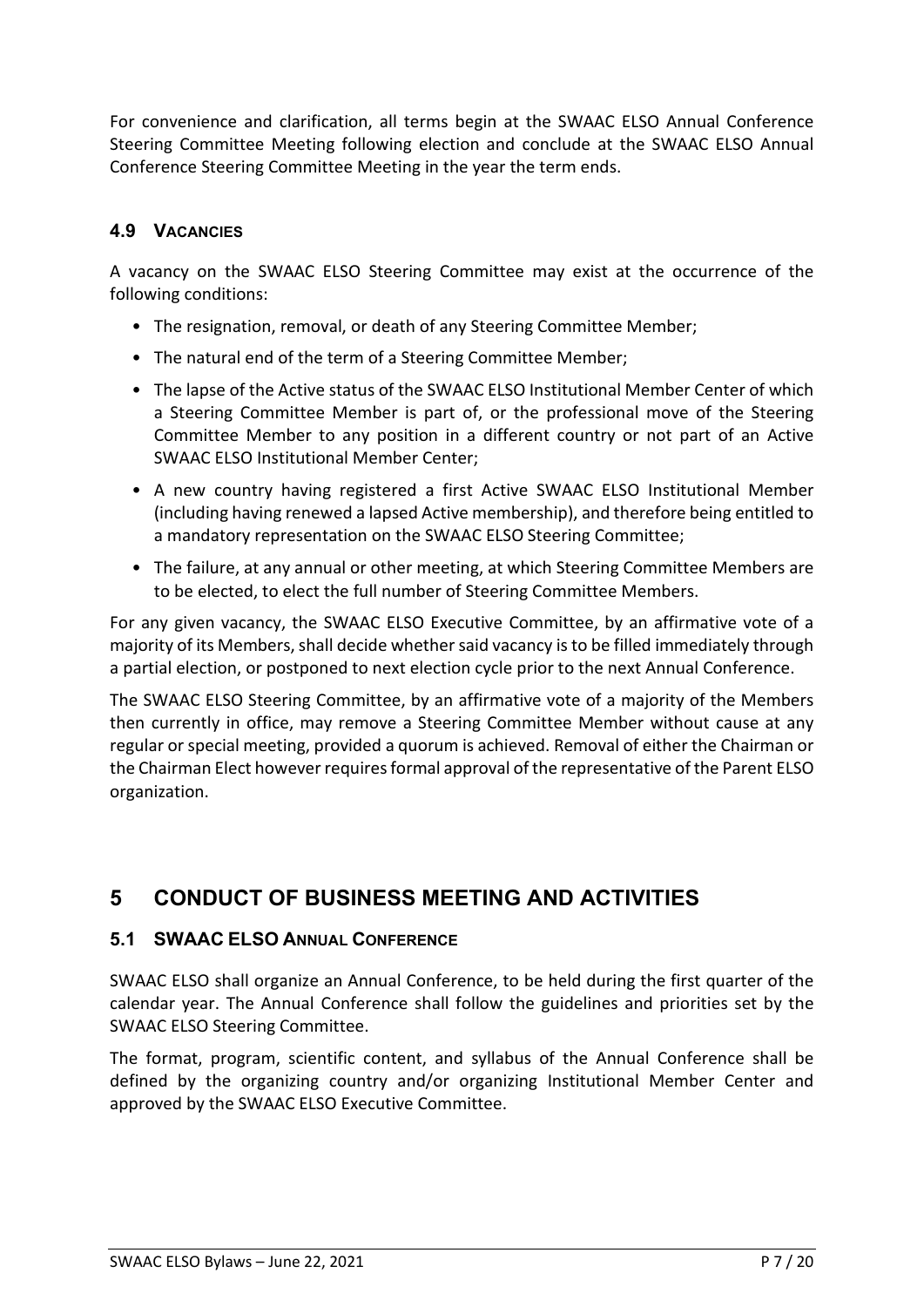For convenience and clarification, all terms begin at the SWAAC ELSO Annual Conference Steering Committee Meeting following election and conclude at the SWAAC ELSO Annual Conference Steering Committee Meeting in the year the term ends.

### 4.9 VACANCIES

A vacancy on the SWAAC ELSO Steering Committee may exist at the occurrence of the following conditions:

- The resignation, removal, or death of any Steering Committee Member;
- The natural end of the term of a Steering Committee Member;
- The lapse of the Active status of the SWAAC ELSO Institutional Member Center of which a Steering Committee Member is part of, or the professional move of the Steering Committee Member to any position in a different country or not part of an Active SWAAC ELSO Institutional Member Center;
- A new country having registered a first Active SWAAC ELSO Institutional Member (including having renewed a lapsed Active membership), and therefore being entitled to a mandatory representation on the SWAAC ELSO Steering Committee;
- The failure, at any annual or other meeting, at which Steering Committee Members are to be elected, to elect the full number of Steering Committee Members.

For any given vacancy, the SWAAC ELSO Executive Committee, by an affirmative vote of a majority of its Members, shall decide whether said vacancy is to be filled immediately through a partial election, or postponed to next election cycle prior to the next Annual Conference.

The SWAAC ELSO Steering Committee, by an affirmative vote of a majority of the Members then currently in office, may remove a Steering Committee Member without cause at any regular or special meeting, provided a quorum is achieved. Removal of either the Chairman or the Chairman Elect however requires formal approval of the representative of the Parent ELSO organization.

## 5 CONDUCT OF BUSINESS MEETING AND ACTIVITIES

### 5.1 SWAAC ELSO ANNUAL CONFERENCE

SWAAC ELSO shall organize an Annual Conference, to be held during the first quarter of the calendar year. The Annual Conference shall follow the guidelines and priorities set by the SWAAC ELSO Steering Committee.

The format, program, scientific content, and syllabus of the Annual Conference shall be defined by the organizing country and/or organizing Institutional Member Center and approved by the SWAAC ELSO Executive Committee.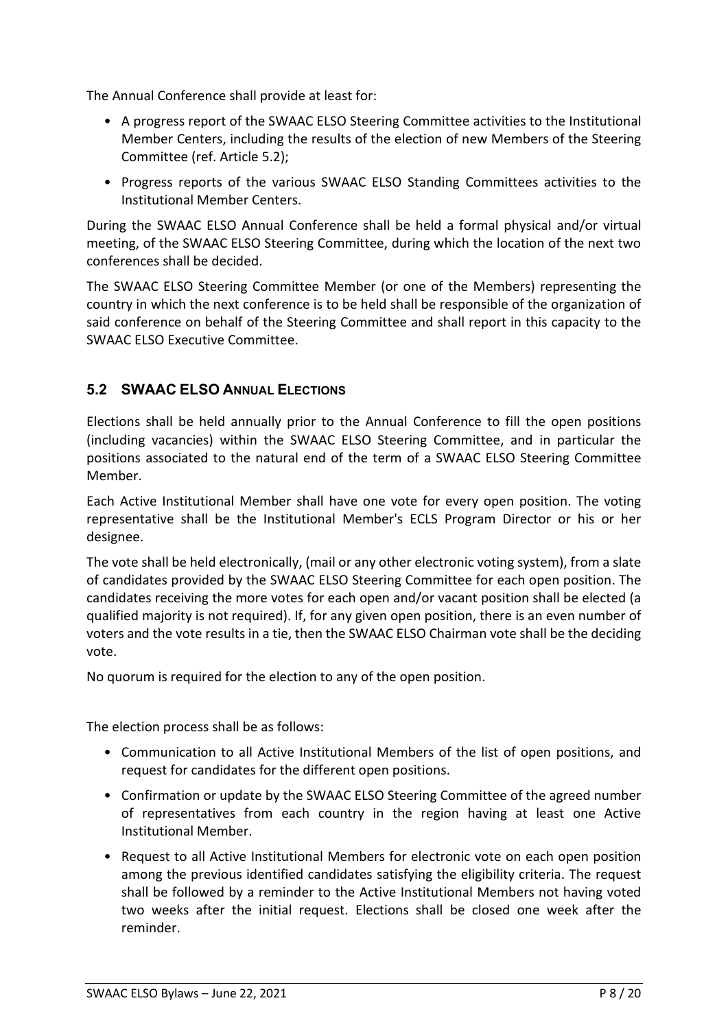The Annual Conference shall provide at least for:

- A progress report of the SWAAC ELSO Steering Committee activities to the Institutional Member Centers, including the results of the election of new Members of the Steering Committee (ref. Article 5.2);
- Progress reports of the various SWAAC ELSO Standing Committees activities to the Institutional Member Centers.

During the SWAAC ELSO Annual Conference shall be held a formal physical and/or virtual meeting, of the SWAAC ELSO Steering Committee, during which the location of the next two conferences shall be decided.

The SWAAC ELSO Steering Committee Member (or one of the Members) representing the country in which the next conference is to be held shall be responsible of the organization of said conference on behalf of the Steering Committee and shall report in this capacity to the SWAAC ELSO Executive Committee.

## 5.2 SWAAC ELSO ANNUAL ELECTIONS

Elections shall be held annually prior to the Annual Conference to fill the open positions (including vacancies) within the SWAAC ELSO Steering Committee, and in particular the positions associated to the natural end of the term of a SWAAC ELSO Steering Committee Member.

Each Active Institutional Member shall have one vote for every open position. The voting representative shall be the Institutional Member's ECLS Program Director or his or her designee.

The vote shall be held electronically, (mail or any other electronic voting system), from a slate of candidates provided by the SWAAC ELSO Steering Committee for each open position. The candidates receiving the more votes for each open and/or vacant position shall be elected (a qualified majority is not required). If, for any given open position, there is an even number of voters and the vote results in a tie, then the SWAAC ELSO Chairman vote shall be the deciding vote.

No quorum is required for the election to any of the open position.

The election process shall be as follows:

- Communication to all Active Institutional Members of the list of open positions, and request for candidates for the different open positions.
- Confirmation or update by the SWAAC ELSO Steering Committee of the agreed number of representatives from each country in the region having at least one Active Institutional Member.
- Request to all Active Institutional Members for electronic vote on each open position among the previous identified candidates satisfying the eligibility criteria. The request shall be followed by a reminder to the Active Institutional Members not having voted two weeks after the initial request. Elections shall be closed one week after the reminder.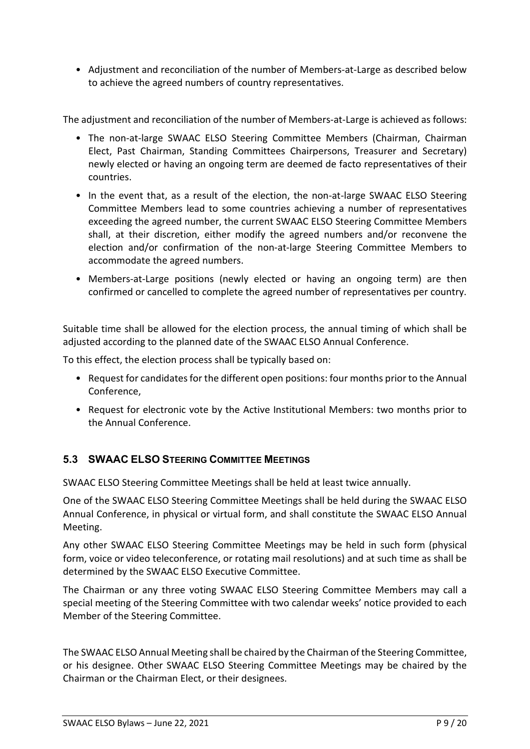- Adjustment and reconciliation of the number of Members-at-Large as described below to achieve the agreed numbers of country representatives.

The adjustment and reconciliation of the number of Members-at-Large is achieved as follows:

- The non-at-large SWAAC ELSO Steering Committee Members (Chairman, Chairman Elect, Past Chairman, Standing Committees Chairpersons, Treasurer and Secretary) newly elected or having an ongoing term are deemed de facto representatives of their countries.
- In the event that, as a result of the election, the non-at-large SWAAC ELSO Steering Committee Members lead to some countries achieving a number of representatives exceeding the agreed number, the current SWAAC ELSO Steering Committee Members shall, at their discretion, either modify the agreed numbers and/or reconvene the election and/or confirmation of the non-at-large Steering Committee Members to accommodate the agreed numbers.
- Members-at-Large positions (newly elected or having an ongoing term) are then confirmed or cancelled to complete the agreed number of representatives per country.

Suitable time shall be allowed for the election process, the annual timing of which shall be adjusted according to the planned date of the SWAAC ELSO Annual Conference.

To this effect, the election process shall be typically based on:

- Request for candidates for the different open positions: four months prior to the Annual Conference,
- Request for electronic vote by the Active Institutional Members: two months prior to the Annual Conference.

## 5.3 SWAAC ELSO Steering Committee Meetings

SWAAC ELSO Steering Committee Meetings shall be held at least twice annually.

One of the SWAAC ELSO Steering Committee Meetings shall be held during the SWAAC ELSO Annual Conference, in physical or virtual form, and shall constitute the SWAAC ELSO Annual Meeting.

Any other SWAAC ELSO Steering Committee Meetings may be held in such form (physical form, voice or video teleconference, or rotating mail resolutions) and at such time as shall be determined by the SWAAC ELSO Executive Committee.

The Chairman or any three voting SWAAC ELSO Steering Committee Members may call a special meeting of the Steering Committee with two calendar weeks' notice provided to each Member of the Steering Committee.

The SWAAC ELSO Annual Meeting shall be chaired by the Chairman of the Steering Committee, or his designee. Other SWAAC ELSO Steering Committee Meetings may be chaired by the Chairman or the Chairman Elect, or their designees.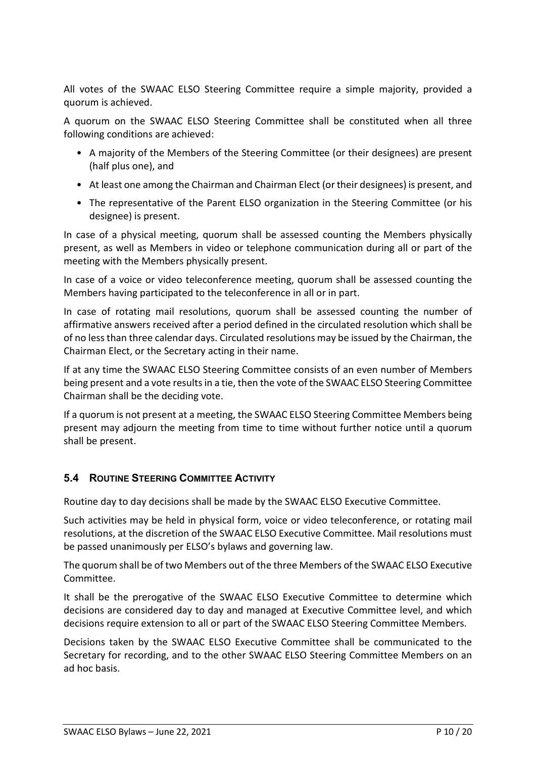All votes of the SWAAC ELSO Steering Committee require a simple majority, provided a quorum is achieved.

A quorum on the SWAAC ELSO Steering Committee shall be constituted when all three following conditions are achieved:

- A majority of the Members of the Steering Committee (or their designees) are present (half plus one), and
- At least one among the Chairman and Chairman Elect (or their designees) is present, and
- The representative of the Parent ELSO organization in the Steering Committee (or his designee) is present.

In case of a physical meeting, quorum shall be assessed counting the Members physically present, as well as Members in video or telephone communication during all or part of the meeting with the Members physically present.

In case of a voice or video teleconference meeting, quorum shall be assessed counting the Members having participated to the teleconference in all or in part.

In case of rotating mail resolutions, quorum shall be assessed counting the number of affirmative answers received after a period defined in the circulated resolution which shall be of no less than three calendar days. Circulated resolutions may be issued by the Chairman, the Chairman Elect, or the Secretary acting in their name.

If at any time the SWAAC ELSO Steering Committee consists of an even number of Members being present and a vote results in a tie, then the vote of the SWAAC ELSO Steering Committee Chairman shall be the deciding vote.

If a quorum is not present at a meeting, the SWAAC ELSO Steering Committee Members being present may adjourn the meeting from time to time without further notice until a quorum shall be present.

### 5.4 Routine Steering Committee Activity

Routine day to day decisions shall be made by the SWAAC ELSO Executive Committee.

Such activities may be held in physical form, voice or video teleconference, or rotating mail resolutions, at the discretion of the SWAAC ELSO Executive Committee. Mail resolutions must be passed unanimously per ELSO's bylaws and governing law.

The quorum shall be of two Members out of the three Members of the SWAAC ELSO Executive Committee.

It shall be the prerogative of the SWAAC ELSO Executive Committee to determine which decisions are considered day to day and managed at Executive Committee level, and which decisions require extension to all or part of the SWAAC ELSO Steering Committee Members.

Decisions taken by the SWAAC ELSO Executive Committee shall be communicated to the Secretary for recording, and to the other SWAAC ELSO Steering Committee Members on an ad hoc basis.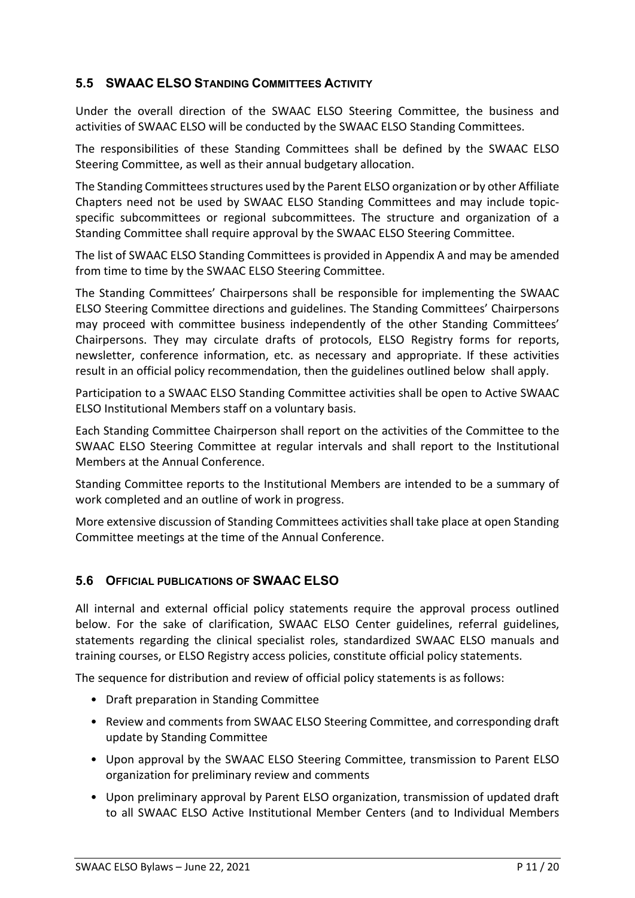## 5.5 SWAAC ELSO STANDING COMMITTEES ACTIVITY

Under the overall direction of the SWAAC ELSO Steering Committee, the business and activities of SWAAC ELSO will be conducted by the SWAAC ELSO Standing Committees.

The responsibilities of these Standing Committees shall be defined by the SWAAC ELSO Steering Committee, as well as their annual budgetary allocation.

The Standing Committees structures used by the Parent ELSO organization or by other Affiliate Chapters need not be used by SWAAC ELSO Standing Committees and may include topic-specific subcommittees or regional subcommittees. The structure and organization of a Standing Committee shall require approval by the SWAAC ELSO Steering Committee.

The list of SWAAC ELSO Standing Committees is provided in Appendix A and may be amended from time to time by the SWAAC ELSO Steering Committee.

The Standing Committees' Chairpersons shall be responsible for implementing the SWAAC ELSO Steering Committee directions and guidelines. The Standing Committees' Chairpersons may proceed with committee business independently of the other Standing Committees' Chairpersons. They may circulate drafts of protocols, ELSO Registry forms for reports, newsletter, conference information, etc. as necessary and appropriate. If these activities result in an official policy recommendation, then the guidelines outlined below shall apply.

Participation to a SWAAC ELSO Standing Committee activities shall be open to Active SWAAC ELSO Institutional Members staff on a voluntary basis.

Each Standing Committee Chairperson shall report on the activities of the Committee to the SWAAC ELSO Steering Committee at regular intervals and shall report to the Institutional Members at the Annual Conference.

Standing Committee reports to the Institutional Members are intended to be a summary of work completed and an outline of work in progress.

More extensive discussion of Standing Committees activities shall take place at open Standing Committee meetings at the time of the Annual Conference.

## 5.6 OFFICIAL PUBLICATIONS OF SWAAC ELSO

All internal and external official policy statements require the approval process outlined below. For the sake of clarification, SWAAC ELSO Center guidelines, referral guidelines, statements regarding the clinical specialist roles, standardized SWAAC ELSO manuals and training courses, or ELSO Registry access policies, constitute official policy statements.

The sequence for distribution and review of official policy statements is as follows:

- Draft preparation in Standing Committee
- Review and comments from SWAAC ELSO Steering Committee, and corresponding draft update by Standing Committee
- Upon approval by the SWAAC ELSO Steering Committee, transmission to Parent ELSO organization for preliminary review and comments
- Upon preliminary approval by Parent ELSO organization, transmission of updated draft to all SWAAC ELSO Active Institutional Member Centers (and to Individual Members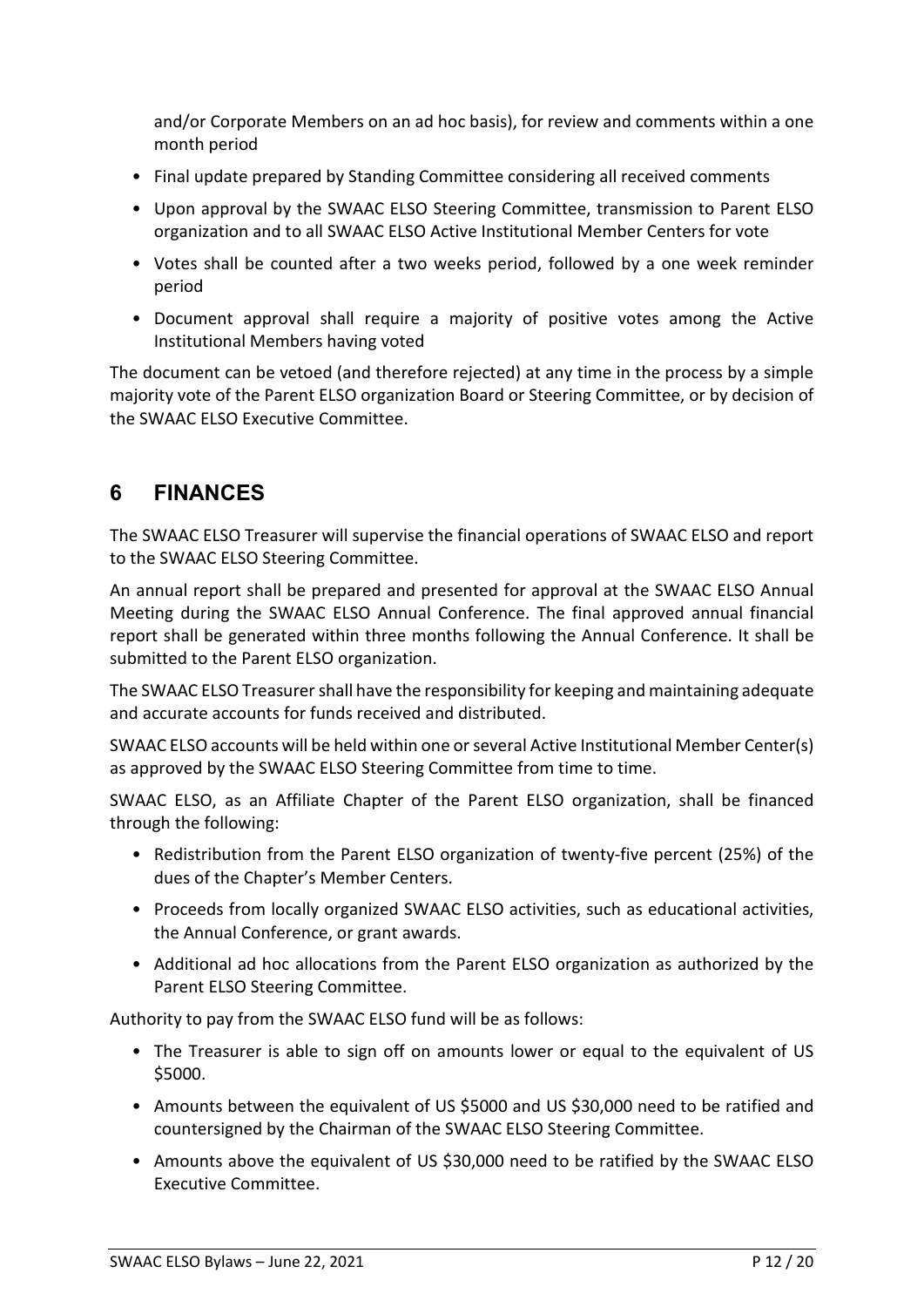and/or Corporate Members on an ad hoc basis), for review and comments within a one month period

- Final update prepared by Standing Committee considering all received comments
- Upon approval by the SWAAC ELSO Steering Committee, transmission to Parent ELSO organization and to all SWAAC ELSO Active Institutional Member Centers for vote
- Votes shall be counted after a two weeks period, followed by a one week reminder period
- Document approval shall require a majority of positive votes among the Active Institutional Members having voted

The document can be vetoed (and therefore rejected) at any time in the process by a simple majority vote of the Parent ELSO organization Board or Steering Committee, or by decision of the SWAAC ELSO Executive Committee.

# 6 FINANCES

The SWAAC ELSO Treasurer will supervise the financial operations of SWAAC ELSO and report to the SWAAC ELSO Steering Committee.

An annual report shall be prepared and presented for approval at the SWAAC ELSO Annual Meeting during the SWAAC ELSO Annual Conference. The final approved annual financial report shall be generated within three months following the Annual Conference. It shall be submitted to the Parent ELSO organization.

The SWAAC ELSO Treasurer shall have the responsibility for keeping and maintaining adequate and accurate accounts for funds received and distributed.

SWAAC ELSO accounts will be held within one or several Active Institutional Member Center(s) as approved by the SWAAC ELSO Steering Committee from time to time.

SWAAC ELSO, as an Affiliate Chapter of the Parent ELSO organization, shall be financed through the following:

- Redistribution from the Parent ELSO organization of twenty-five percent (25%) of the dues of the Chapter's Member Centers.
- Proceeds from locally organized SWAAC ELSO activities, such as educational activities, the Annual Conference, or grant awards.
- Additional ad hoc allocations from the Parent ELSO organization as authorized by the Parent ELSO Steering Committee.

Authority to pay from the SWAAC ELSO fund will be as follows:

- The Treasurer is able to sign off on amounts lower or equal to the equivalent of US $5000.
- Amounts between the equivalent of US $5000 and US $30,000 need to be ratified and countersigned by the Chairman of the SWAAC ELSO Steering Committee.
- Amounts above the equivalent of US $30,000 need to be ratified by the SWAAC ELSO Executive Committee.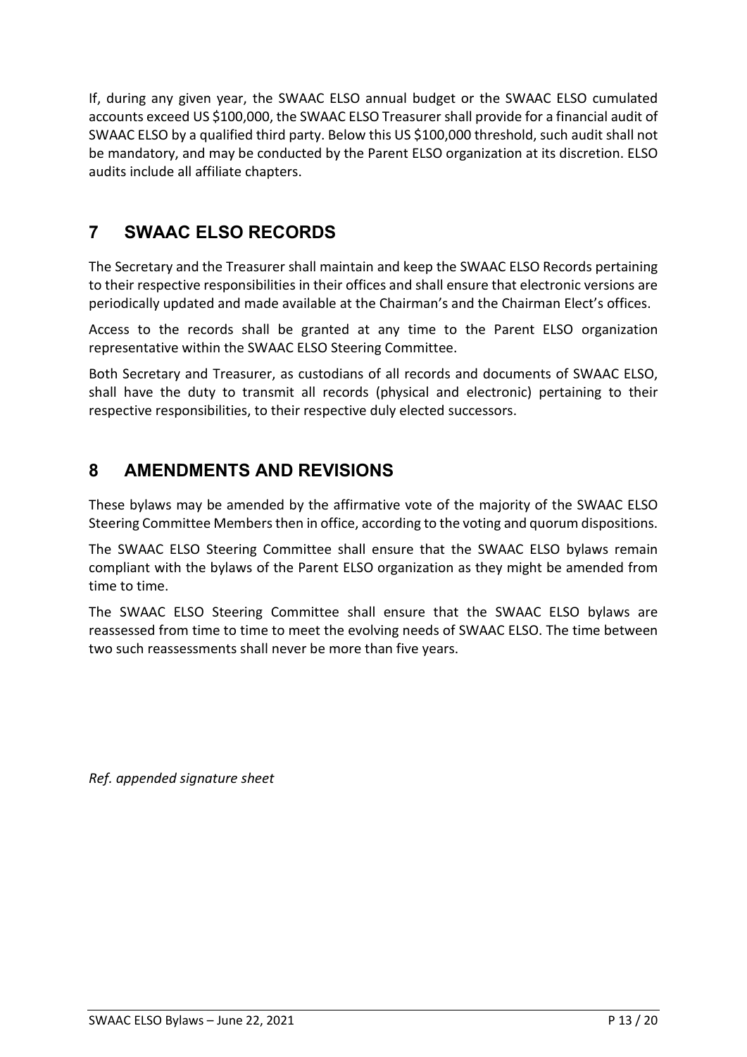If, during any given year, the SWAAC ELSO annual budget or the SWAAC ELSO cumulated accounts exceed US $100,000, the SWAAC ELSO Treasurer shall provide for a financial audit of SWAAC ELSO by a qualified third party. Below this US $100,000 threshold, such audit shall not be mandatory, and may be conducted by the Parent ELSO organization at its discretion. ELSO audits include all affiliate chapters.

# 7 SWAAC ELSO RECORDS

The Secretary and the Treasurer shall maintain and keep the SWAAC ELSO Records pertaining to their respective responsibilities in their offices and shall ensure that electronic versions are periodically updated and made available at the Chairman's and the Chairman Elect's offices.

Access to the records shall be granted at any time to the Parent ELSO organization representative within the SWAAC ELSO Steering Committee.

Both Secretary and Treasurer, as custodians of all records and documents of SWAAC ELSO, shall have the duty to transmit all records (physical and electronic) pertaining to their respective responsibilities, to their respective duly elected successors.

# 8 AMENDMENTS AND REVISIONS

These bylaws may be amended by the affirmative vote of the majority of the SWAAC ELSO Steering Committee Members then in office, according to the voting and quorum dispositions.

The SWAAC ELSO Steering Committee shall ensure that the SWAAC ELSO bylaws remain compliant with the bylaws of the Parent ELSO organization as they might be amended from time to time.

The SWAAC ELSO Steering Committee shall ensure that the SWAAC ELSO bylaws are reassessed from time to time to meet the evolving needs of SWAAC ELSO. The time between two such reassessments shall never be more than five years.

*Ref. appended signature sheet*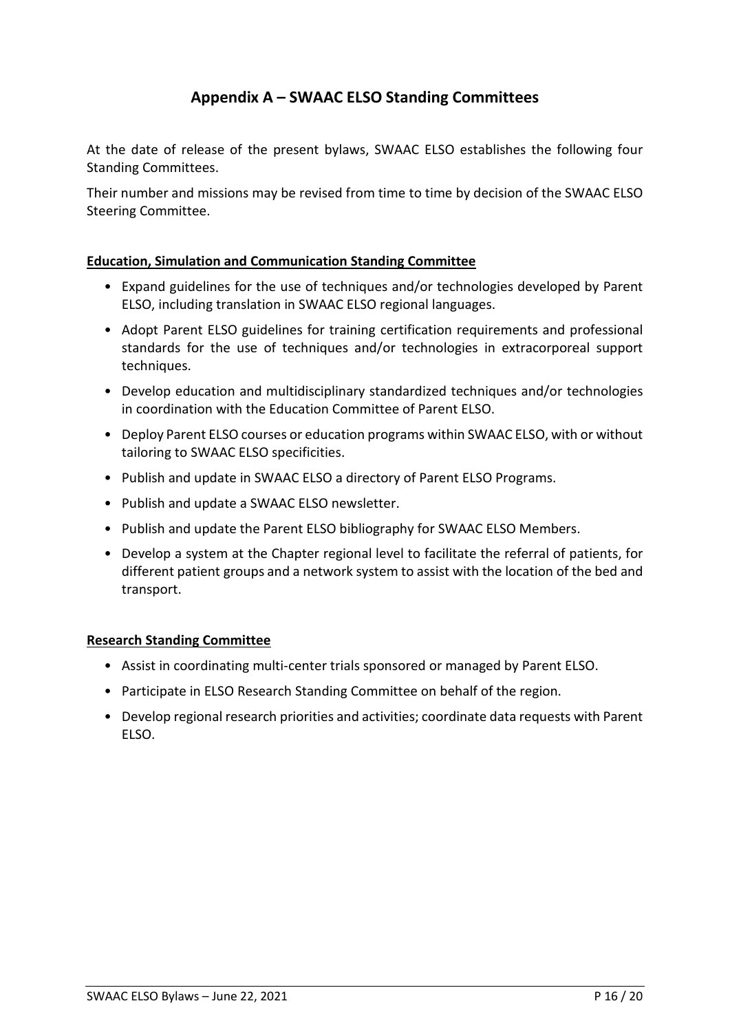# Appendix A – SWAAC ELSO Standing Committees

At the date of release of the present bylaws, SWAAC ELSO establishes the following four Standing Committees.

Their number and missions may be revised from time to time by decision of the SWAAC ELSO Steering Committee.

**Education, Simulation and Communication Standing Committee**

- Expand guidelines for the use of techniques and/or technologies developed by Parent ELSO, including translation in SWAAC ELSO regional languages.
- Adopt Parent ELSO guidelines for training certification requirements and professional standards for the use of techniques and/or technologies in extracorporeal support techniques.
- Develop education and multidisciplinary standardized techniques and/or technologies in coordination with the Education Committee of Parent ELSO.
- Deploy Parent ELSO courses or education programs within SWAAC ELSO, with or without tailoring to SWAAC ELSO specificities.
- Publish and update in SWAAC ELSO a directory of Parent ELSO Programs.
- Publish and update a SWAAC ELSO newsletter.
- Publish and update the Parent ELSO bibliography for SWAAC ELSO Members.
- Develop a system at the Chapter regional level to facilitate the referral of patients, for different patient groups and a network system to assist with the location of the bed and transport.

**Research Standing Committee**

- Assist in coordinating multi-center trials sponsored or managed by Parent ELSO.
- Participate in ELSO Research Standing Committee on behalf of the region.
- Develop regional research priorities and activities; coordinate data requests with Parent ELSO.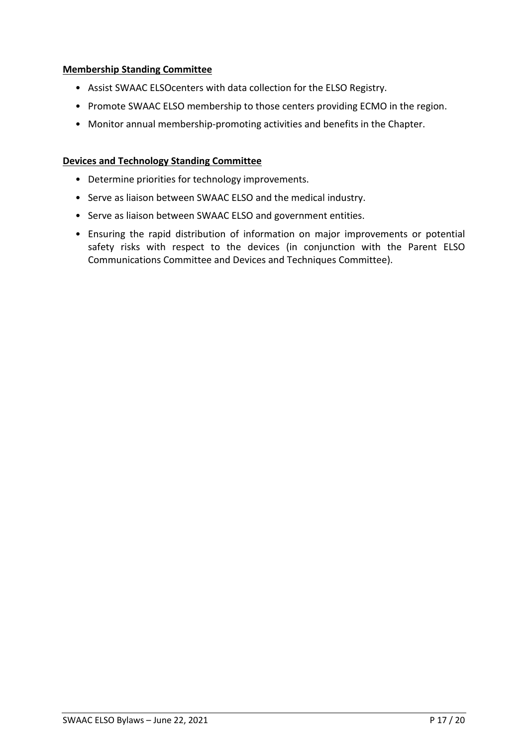**Membership Standing Committee**

- Assist SWAAC ELSOcenters with data collection for the ELSO Registry.
- Promote SWAAC ELSO membership to those centers providing ECMO in the region.
- Monitor annual membership-promoting activities and benefits in the Chapter.

**Devices and Technology Standing Committee**

- Determine priorities for technology improvements.
- Serve as liaison between SWAAC ELSO and the medical industry.
- Serve as liaison between SWAAC ELSO and government entities.
- Ensuring the rapid distribution of information on major improvements or potential safety risks with respect to the devices (in conjunction with the Parent ELSO Communications Committee and Devices and Techniques Committee).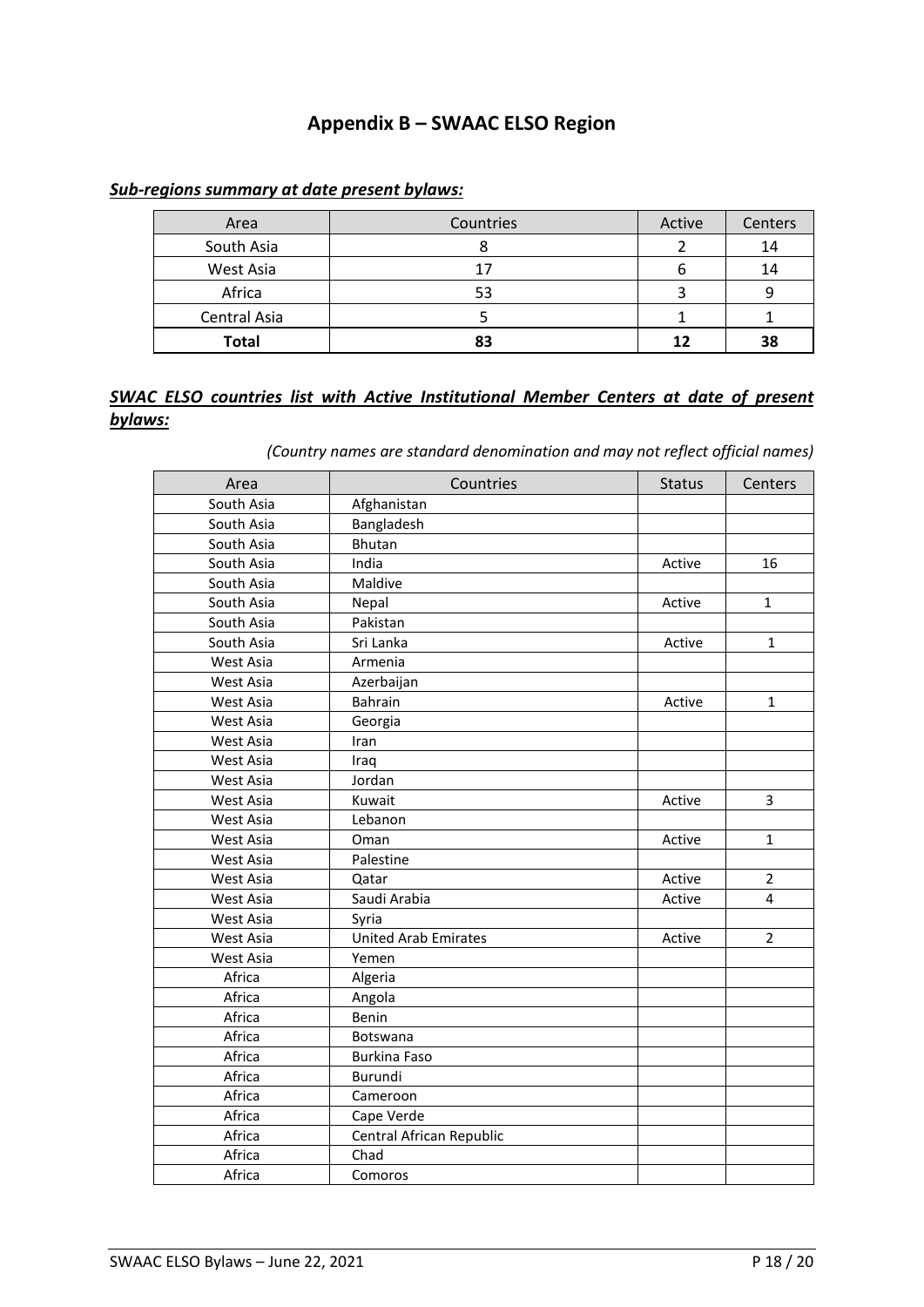# Appendix B – SWAAC ELSO Region

***Sub-regions summary at date present bylaws:***

| Area | Countries | Active | Centers |
|---|---|---|---|
| South Asia | 8 | 2 | 14 |
| West Asia | 17 | 6 | 14 |
| Africa | 53 | 3 | 9 |
| Central Asia | 5 | 1 | 1 |
| **Total** | **83** | **12** | **38** |

***SWAC ELSO countries list with Active Institutional Member Centers at date of present bylaws:***

*(Country names are standard denomination and may not reflect official names)*

| Area | Countries | Status | Centers |
|---|---|---|---|
| South Asia | Afghanistan | | |
| South Asia | Bangladesh | | |
| South Asia | Bhutan | | |
| South Asia | India | Active | 16 |
| South Asia | Maldive | | |
| South Asia | Nepal | Active | 1 |
| South Asia | Pakistan | | |
| South Asia | Sri Lanka | Active | 1 |
| West Asia | Armenia | | |
| West Asia | Azerbaijan | | |
| West Asia | Bahrain | Active | 1 |
| West Asia | Georgia | | |
| West Asia | Iran | | |
| West Asia | Iraq | | |
| West Asia | Jordan | | |
| West Asia | Kuwait | Active | 3 |
| West Asia | Lebanon | | |
| West Asia | Oman | Active | 1 |
| West Asia | Palestine | | |
| West Asia | Qatar | Active | 2 |
| West Asia | Saudi Arabia | Active | 4 |
| West Asia | Syria | | |
| West Asia | United Arab Emirates | Active | 2 |
| West Asia | Yemen | | |
| Africa | Algeria | | |
| Africa | Angola | | |
| Africa | Benin | | |
| Africa | Botswana | | |
| Africa | Burkina Faso | | |
| Africa | Burundi | | |
| Africa | Cameroon | | |
| Africa | Cape Verde | | |
| Africa | Central African Republic | | |
| Africa | Chad | | |
| Africa | Comoros | | |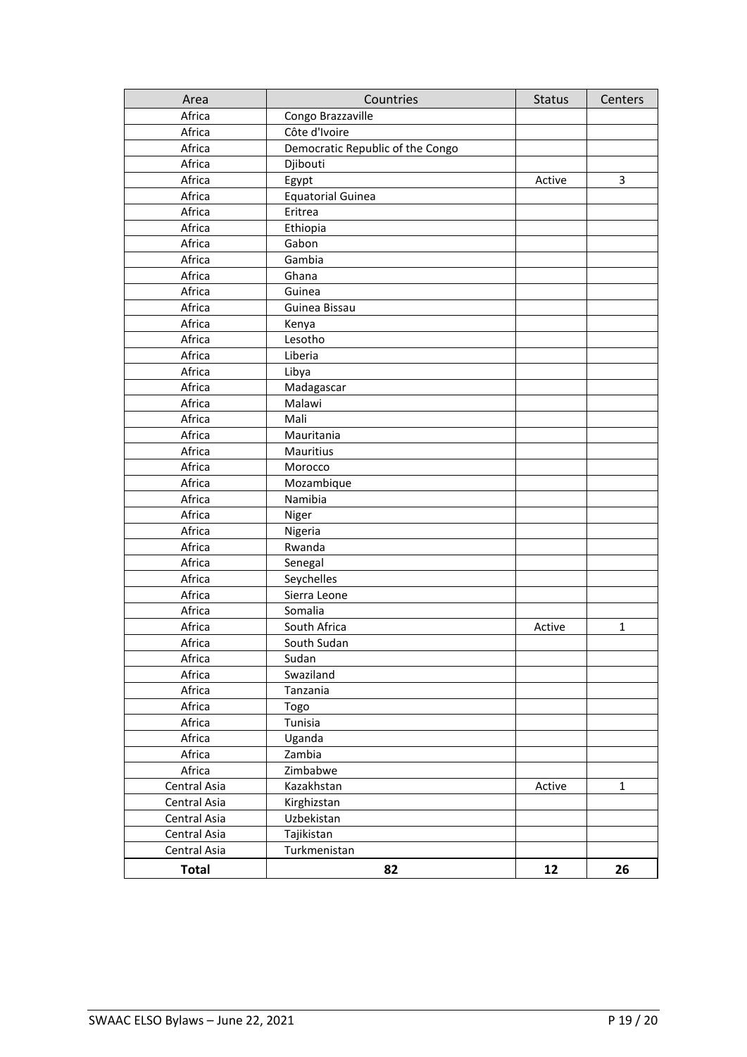| Area | Countries | Status | Centers |
|---|---|---|---|
| Africa | Congo Brazzaville | | |
| Africa | Côte d'Ivoire | | |
| Africa | Democratic Republic of the Congo | | |
| Africa | Djibouti | | |
| Africa | Egypt | Active | 3 |
| Africa | Equatorial Guinea | | |
| Africa | Eritrea | | |
| Africa | Ethiopia | | |
| Africa | Gabon | | |
| Africa | Gambia | | |
| Africa | Ghana | | |
| Africa | Guinea | | |
| Africa | Guinea Bissau | | |
| Africa | Kenya | | |
| Africa | Lesotho | | |
| Africa | Liberia | | |
| Africa | Libya | | |
| Africa | Madagascar | | |
| Africa | Malawi | | |
| Africa | Mali | | |
| Africa | Mauritania | | |
| Africa | Mauritius | | |
| Africa | Morocco | | |
| Africa | Mozambique | | |
| Africa | Namibia | | |
| Africa | Niger | | |
| Africa | Nigeria | | |
| Africa | Rwanda | | |
| Africa | Senegal | | |
| Africa | Seychelles | | |
| Africa | Sierra Leone | | |
| Africa | Somalia | | |
| Africa | South Africa | Active | 1 |
| Africa | South Sudan | | |
| Africa | Sudan | | |
| Africa | Swaziland | | |
| Africa | Tanzania | | |
| Africa | Togo | | |
| Africa | Tunisia | | |
| Africa | Uganda | | |
| Africa | Zambia | | |
| Africa | Zimbabwe | | |
| Central Asia | Kazakhstan | Active | 1 |
| Central Asia | Kirghizstan | | |
| Central Asia | Uzbekistan | | |
| Central Asia | Tajikistan | | |
| Central Asia | Turkmenistan | | |
| **Total** | **82** | **12** | **26** |